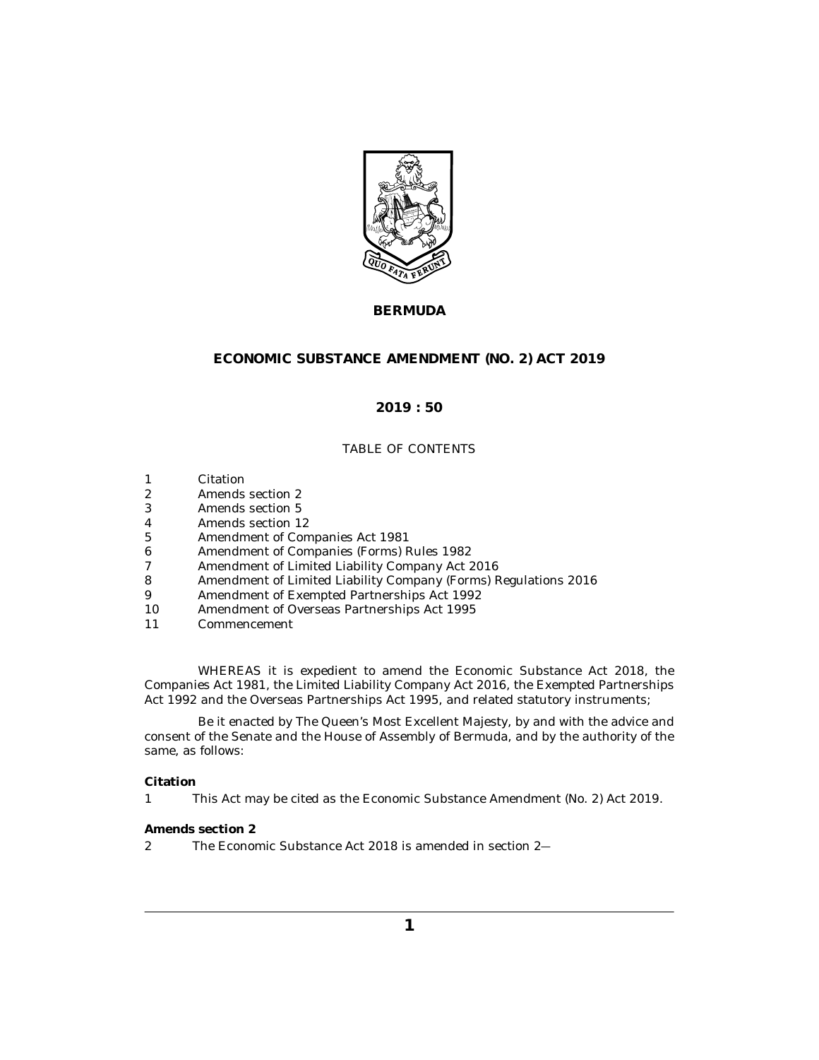# BERMUDA

## ECONOMIC SUBSTANCE AMENDMENT (NO. 2) ACT 2019

### 2019 : 50

TABLE OF CONTENTS

1 Citation
2 Amends section 2
3 Amends section 5
4 Amends section 12
5 Amendment of Companies Act 1981
6 Amendment of Companies (Forms) Rules 1982
7 Amendment of Limited Liability Company Act 2016
8 Amendment of Limited Liability Company (Forms) Regulations 2016
9 Amendment of Exempted Partnerships Act 1992
10 Amendment of Overseas Partnerships Act 1995
11 Commencement

WHEREAS it is expedient to amend the Economic Substance Act 2018, the Companies Act 1981, the Limited Liability Company Act 2016, the Exempted Partnerships Act 1992 and the Overseas Partnerships Act 1995, and related statutory instruments;

Be it enacted by The Queen's Most Excellent Majesty, by and with the advice and consent of the Senate and the House of Assembly of Bermuda, and by the authority of the same, as follows:

**Citation**

1 This Act may be cited as the Economic Substance Amendment (No. 2) Act 2019.

**Amends section 2**

2 The Economic Substance Act 2018 is amended in section 2—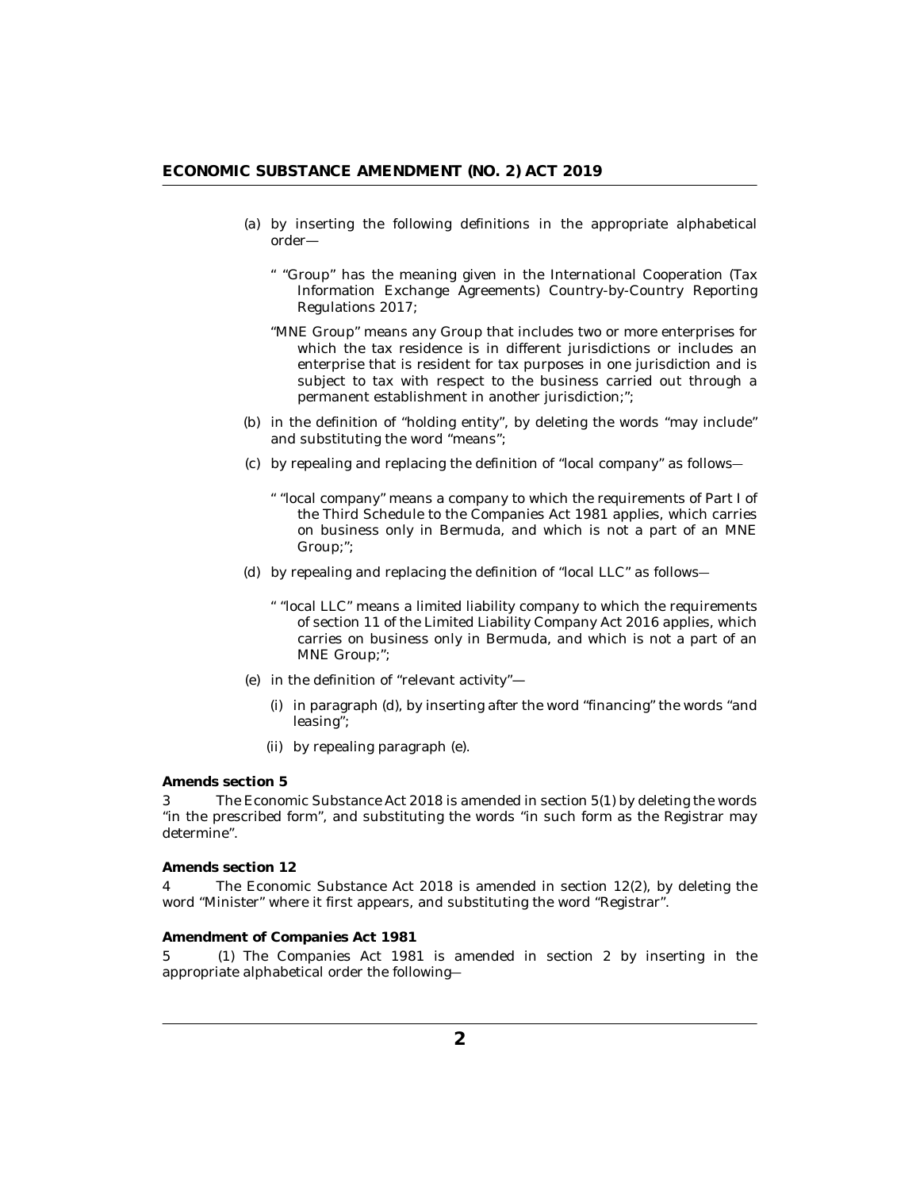(a) by inserting the following definitions in the appropriate alphabetical order—

" "Group" has the meaning given in the International Cooperation (Tax Information Exchange Agreements) Country-by-Country Reporting Regulations 2017;

"MNE Group" means any Group that includes two or more enterprises for which the tax residence is in different jurisdictions or includes an enterprise that is resident for tax purposes in one jurisdiction and is subject to tax with respect to the business carried out through a permanent establishment in another jurisdiction;";

(b) in the definition of "holding entity", by deleting the words "may include" and substituting the word "means";

(c) by repealing and replacing the definition of "local company" as follows—

" "local company" means a company to which the requirements of Part I of the Third Schedule to the Companies Act 1981 applies, which carries on business only in Bermuda, and which is not a part of an MNE Group;";

(d) by repealing and replacing the definition of "local LLC" as follows—

" "local LLC" means a limited liability company to which the requirements of section 11 of the Limited Liability Company Act 2016 applies, which carries on business only in Bermuda, and which is not a part of an MNE Group;";

(e) in the definition of "relevant activity"—

(i) in paragraph (d), by inserting after the word "financing" the words "and leasing";

(ii) by repealing paragraph (e).

**Amends section 5**

3 The Economic Substance Act 2018 is amended in section 5(1) by deleting the words "in the prescribed form", and substituting the words "in such form as the Registrar may determine".

**Amends section 12**

4 The Economic Substance Act 2018 is amended in section 12(2), by deleting the word "Minister" where it first appears, and substituting the word "Registrar".

**Amendment of Companies Act 1981**

5 (1) The Companies Act 1981 is amended in section 2 by inserting in the appropriate alphabetical order the following—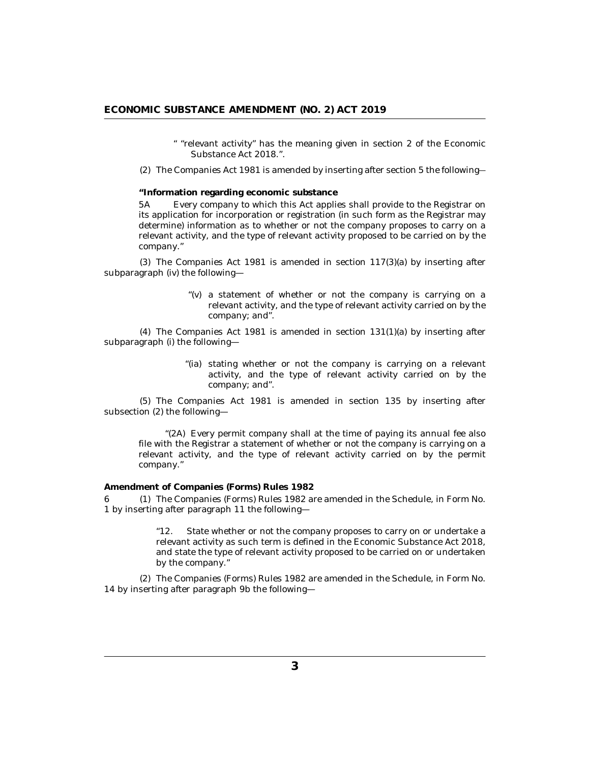" "relevant activity" has the meaning given in section 2 of the Economic Substance Act 2018.".

(2) The Companies Act 1981 is amended by inserting after section 5 the following—

**"Information regarding economic substance**

5A Every company to which this Act applies shall provide to the Registrar on its application for incorporation or registration (in such form as the Registrar may determine) information as to whether or not the company proposes to carry on a relevant activity, and the type of relevant activity proposed to be carried on by the company."

(3) The Companies Act 1981 is amended in section 117(3)(a) by inserting after subparagraph (iv) the following—

"(v) a statement of whether or not the company is carrying on a relevant activity, and the type of relevant activity carried on by the company; and".

(4) The Companies Act 1981 is amended in section 131(1)(a) by inserting after subparagraph (i) the following—

"(ia) stating whether or not the company is carrying on a relevant activity, and the type of relevant activity carried on by the company; and".

(5) The Companies Act 1981 is amended in section 135 by inserting after subsection (2) the following—

"(2A) Every permit company shall at the time of paying its annual fee also file with the Registrar a statement of whether or not the company is carrying on a relevant activity, and the type of relevant activity carried on by the permit company."

**Amendment of Companies (Forms) Rules 1982**

6 (1) The Companies (Forms) Rules 1982 are amended in the Schedule, in Form No. 1 by inserting after paragraph 11 the following—

"12. State whether or not the company proposes to carry on or undertake a relevant activity as such term is defined in the Economic Substance Act 2018, and state the type of relevant activity proposed to be carried on or undertaken by the company."

(2) The Companies (Forms) Rules 1982 are amended in the Schedule, in Form No. 14 by inserting after paragraph 9b the following—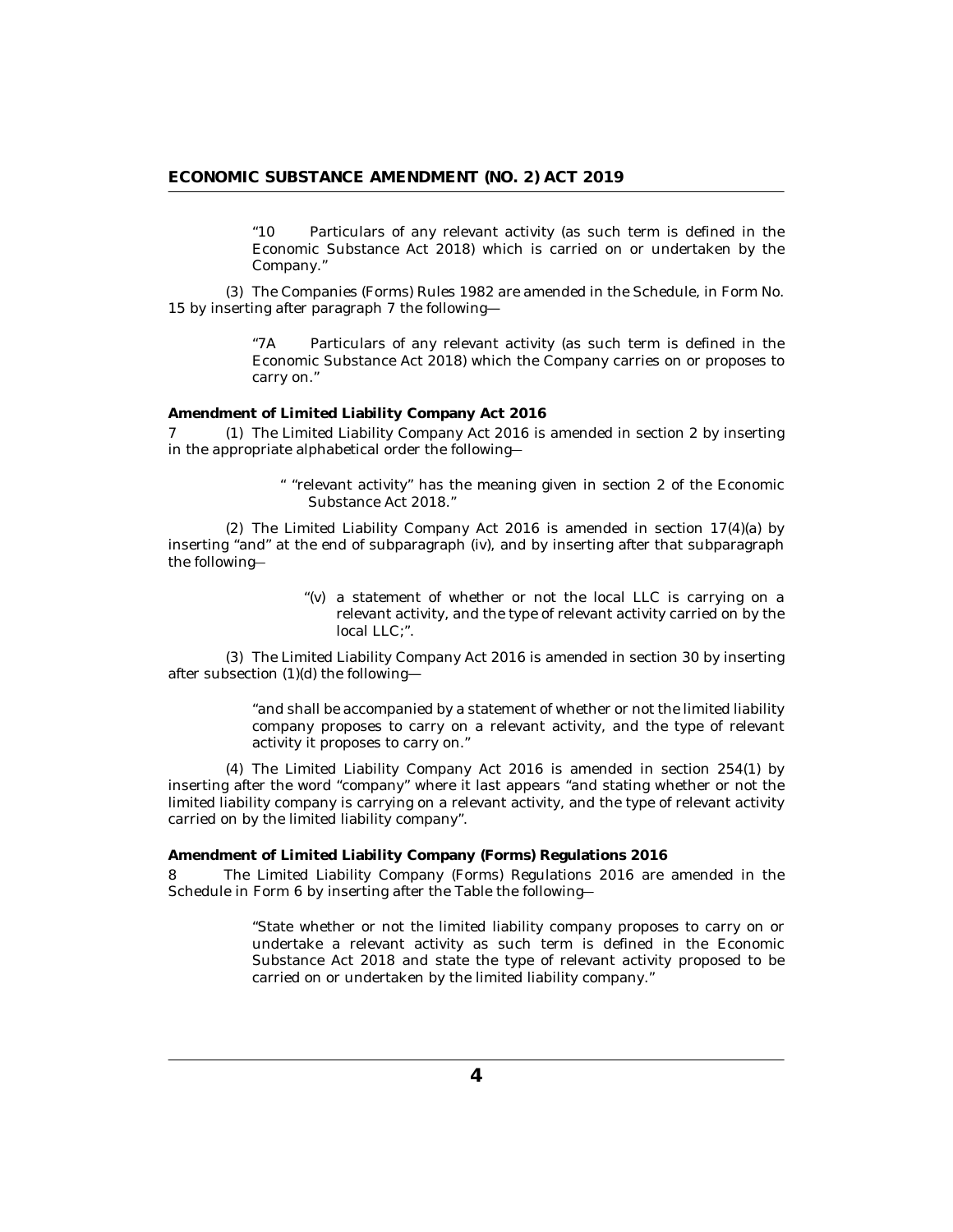"10 Particulars of any relevant activity (as such term is defined in the Economic Substance Act 2018) which is carried on or undertaken by the Company."

(3) The Companies (Forms) Rules 1982 are amended in the Schedule, in Form No. 15 by inserting after paragraph 7 the following—

"7A Particulars of any relevant activity (as such term is defined in the Economic Substance Act 2018) which the Company carries on or proposes to carry on."

**Amendment of Limited Liability Company Act 2016**

7 (1) The Limited Liability Company Act 2016 is amended in section 2 by inserting in the appropriate alphabetical order the following—

" "relevant activity" has the meaning given in section 2 of the Economic Substance Act 2018."

(2) The Limited Liability Company Act 2016 is amended in section 17(4)(a) by inserting "and" at the end of subparagraph (iv), and by inserting after that subparagraph the following—

"(v) a statement of whether or not the local LLC is carrying on a relevant activity, and the type of relevant activity carried on by the local LLC;".

(3) The Limited Liability Company Act 2016 is amended in section 30 by inserting after subsection (1)(d) the following—

"and shall be accompanied by a statement of whether or not the limited liability company proposes to carry on a relevant activity, and the type of relevant activity it proposes to carry on."

(4) The Limited Liability Company Act 2016 is amended in section 254(1) by inserting after the word "company" where it last appears "and stating whether or not the limited liability company is carrying on a relevant activity, and the type of relevant activity carried on by the limited liability company".

**Amendment of Limited Liability Company (Forms) Regulations 2016**

8 The Limited Liability Company (Forms) Regulations 2016 are amended in the Schedule in Form 6 by inserting after the Table the following—

"State whether or not the limited liability company proposes to carry on or undertake a relevant activity as such term is defined in the Economic Substance Act 2018 and state the type of relevant activity proposed to be carried on or undertaken by the limited liability company."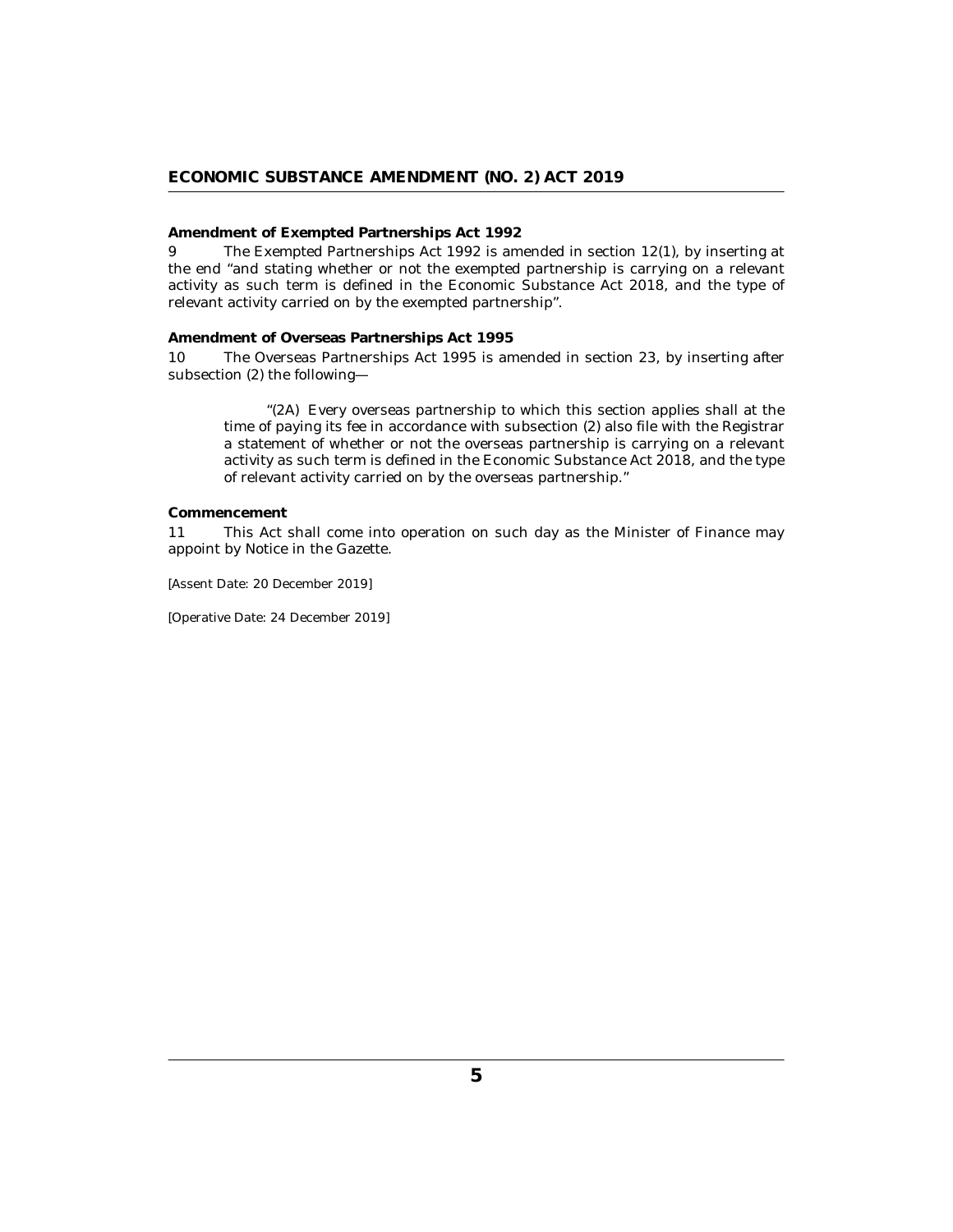**Amendment of Exempted Partnerships Act 1992**

9 The Exempted Partnerships Act 1992 is amended in section 12(1), by inserting at the end "and stating whether or not the exempted partnership is carrying on a relevant activity as such term is defined in the Economic Substance Act 2018, and the type of relevant activity carried on by the exempted partnership".

**Amendment of Overseas Partnerships Act 1995**

10 The Overseas Partnerships Act 1995 is amended in section 23, by inserting after subsection (2) the following—

> "(2A) Every overseas partnership to which this section applies shall at the time of paying its fee in accordance with subsection (2) also file with the Registrar a statement of whether or not the overseas partnership is carrying on a relevant activity as such term is defined in the Economic Substance Act 2018, and the type of relevant activity carried on by the overseas partnership."

**Commencement**

11 This Act shall come into operation on such day as the Minister of Finance may appoint by Notice in the Gazette.

[Assent Date: 20 December 2019]

[Operative Date: 24 December 2019]